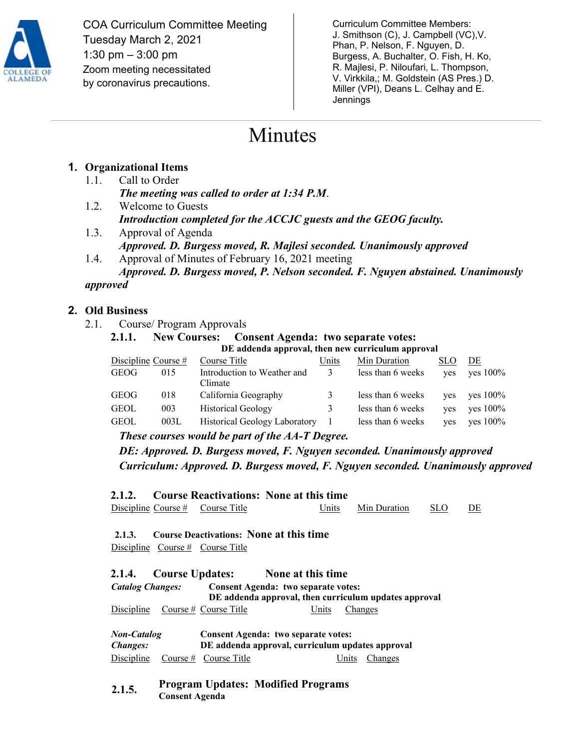COA Curriculum Committee Meeting
Tuesday March 2, 2021
1:30 pm – 3:00 pm
Zoom meeting necessitated by coronavirus precautions.

Curriculum Committee Members: J. Smithson (C), J. Campbell (VC),V. Phan, P. Nelson, F. Nguyen, D. Burgess, A. Buchalter, O. Fish, H. Ko, R. Majlesi, P. Niloufari, L. Thompson, V. Virkkila,; M. Goldstein (AS Pres.) D. Miller (VPI), Deans L. Celhay and E. Jennings

# Minutes

## 1. Organizational Items

1.1. Call to Order
*The meeting was called to order at 1:34 P.M*.

1.2. Welcome to Guests
***Introduction completed for the ACCJC guests and the GEOG faculty.***

1.3. Approval of Agenda
***Approved. D. Burgess moved, R. Majlesi seconded. Unanimously approved***

1.4. Approval of Minutes of February 16, 2021 meeting
***Approved. D. Burgess moved, P. Nelson seconded. F. Nguyen abstained. Unanimously approved***

## 2. Old Business

2.1. Course/ Program Approvals

### 2.1.1. New Courses: Consent Agenda: two separate votes:
**DE addenda approval, then new curriculum approval**

| Discipline | Course # | Course Title | Units | Min Duration | SLO | DE |
|---|---|---|---|---|---|---|
| GEOG | 015 | Introduction to Weather and Climate | 3 | less than 6 weeks | yes | yes 100% |
| GEOG | 018 | California Geography | 3 | less than 6 weeks | yes | yes 100% |
| GEOL | 003 | Historical Geology | 3 | less than 6 weeks | yes | yes 100% |
| GEOL | 003L | Historical Geology Laboratory | 1 | less than 6 weeks | yes | yes 100% |

***These courses would be part of the AA-T Degree.***

***DE: Approved. D. Burgess moved, F. Nguyen seconded. Unanimously approved***

***Curriculum: Approved. D. Burgess moved, F. Nguyen seconded. Unanimously approved***

### 2.1.2. Course Reactivations: None at this time

| Discipline | Course # | Course Title | Units | Min Duration | SLO | DE |
|---|---|---|---|---|---|---|

### 2.1.3. Course Deactivations: None at this time

| Discipline | Course # | Course Title |
|---|---|---|

### 2.1.4. Course Updates: None at this time

***Catalog Changes:*** **Consent Agenda: two separate votes: DE addenda approval, then curriculum updates approval**

| Discipline | Course # | Course Title | Units | Changes |
|---|---|---|---|---|

***Non-Catalog Changes:*** **Consent Agenda: two separate votes: DE addenda approval, curriculum updates approval**

| Discipline | Course # | Course Title | Units | Changes |
|---|---|---|---|---|

### 2.1.5. Program Updates: Modified Programs
**Consent Agenda**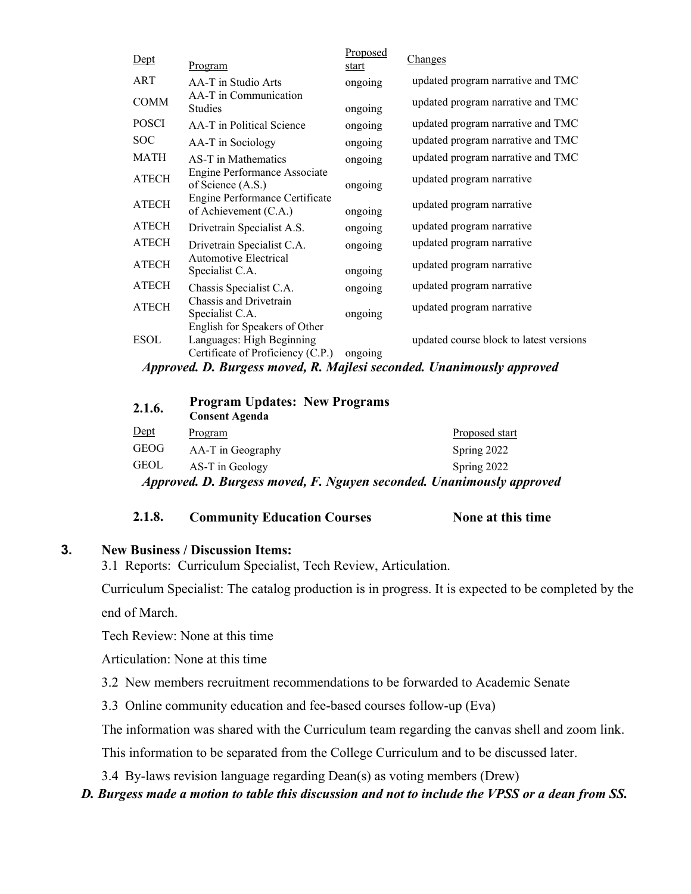| Dept | Program | Proposed start | Changes |
|---|---|---|---|
| ART | AA-T in Studio Arts | ongoing | updated program narrative and TMC |
| COMM | AA-T in Communication Studies | ongoing | updated program narrative and TMC |
| POSCI | AA-T in Political Science | ongoing | updated program narrative and TMC |
| SOC | AA-T in Sociology | ongoing | updated program narrative and TMC |
| MATH | AS-T in Mathematics | ongoing | updated program narrative and TMC |
| ATECH | Engine Performance Associate of Science (A.S.) | ongoing | updated program narrative |
| ATECH | Engine Performance Certificate of Achievement (C.A.) | ongoing | updated program narrative |
| ATECH | Drivetrain Specialist A.S. | ongoing | updated program narrative |
| ATECH | Drivetrain Specialist C.A. | ongoing | updated program narrative |
| ATECH | Automotive Electrical Specialist C.A. | ongoing | updated program narrative |
| ATECH | Chassis Specialist C.A. | ongoing | updated program narrative |
| ATECH | Chassis and Drivetrain Specialist C.A. | ongoing | updated program narrative |
| ESOL | English for Speakers of Other Languages: High Beginning Certificate of Proficiency (C.P.) | ongoing | updated course block to latest versions |

***Approved. D. Burgess moved, R. Majlesi seconded. Unanimously approved***

**2.1.6. Program Updates: New Programs**
**Consent Agenda**

| Dept | Program | Proposed start |
|---|---|---|
| GEOG | AA-T in Geography | Spring 2022 |
| GEOL | AS-T in Geology | Spring 2022 |

***Approved. D. Burgess moved, F. Nguyen seconded. Unanimously approved***

**2.1.8. Community Education Courses** **None at this time**

## 3. New Business / Discussion Items:

3.1 Reports: Curriculum Specialist, Tech Review, Articulation.

Curriculum Specialist: The catalog production is in progress. It is expected to be completed by the end of March.

Tech Review: None at this time

Articulation: None at this time

3.2 New members recruitment recommendations to be forwarded to Academic Senate

3.3 Online community education and fee-based courses follow-up (Eva)

The information was shared with the Curriculum team regarding the canvas shell and zoom link. This information to be separated from the College Curriculum and to be discussed later.

3.4 By-laws revision language regarding Dean(s) as voting members (Drew)

***D. Burgess made a motion to table this discussion and not to include the VPSS or a dean from SS.***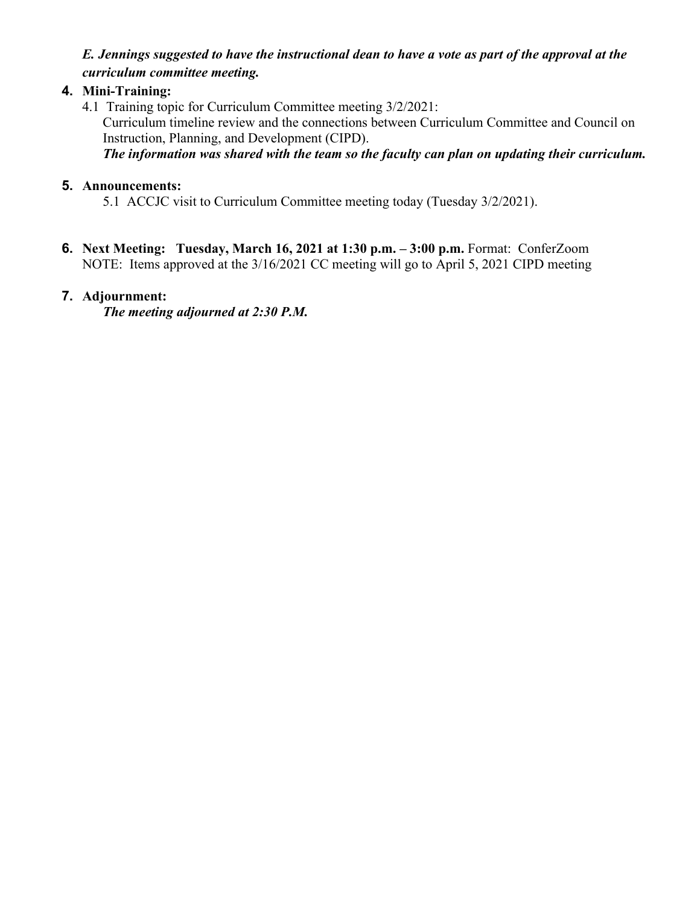***E. Jennings suggested to have the instructional dean to have a vote as part of the approval at the curriculum committee meeting.***

**4. Mini-Training:**

4.1 Training topic for Curriculum Committee meeting 3/2/2021:
Curriculum timeline review and the connections between Curriculum Committee and Council on Instruction, Planning, and Development (CIPD).
***The information was shared with the team so the faculty can plan on updating their curriculum.***

**5. Announcements:**

5.1 ACCJC visit to Curriculum Committee meeting today (Tuesday 3/2/2021).

**6. Next Meeting: Tuesday, March 16, 2021 at 1:30 p.m. – 3:00 p.m.** Format: ConferZoom
NOTE: Items approved at the 3/16/2021 CC meeting will go to April 5, 2021 CIPD meeting

**7. Adjournment:**

***The meeting adjourned at 2:30 P.M.***